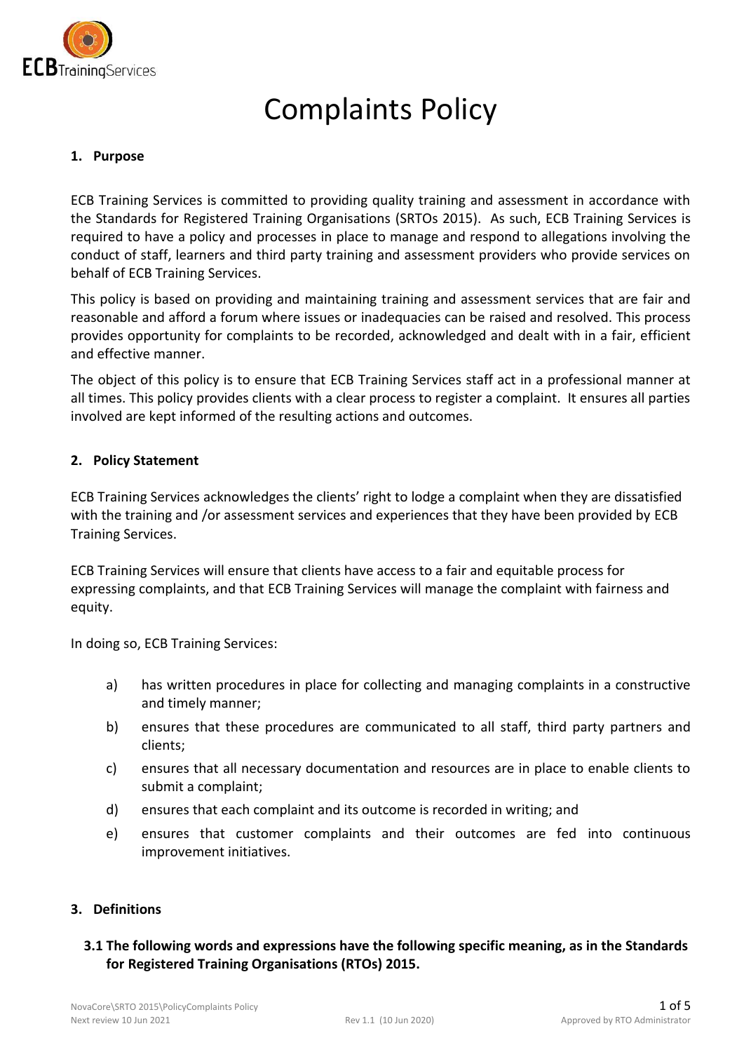# Complaints Policy

## 1. Purpose

ECB Training Services is committed to providing quality training and assessment in accordance with the Standards for Registered Training Organisations (SRTOs 2015). As such, ECB Training Services is required to have a policy and processes in place to manage and respond to allegations involving the conduct of staff, learners and third party training and assessment providers who provide services on behalf of ECB Training Services.

This policy is based on providing and maintaining training and assessment services that are fair and reasonable and afford a forum where issues or inadequacies can be raised and resolved. This process provides opportunity for complaints to be recorded, acknowledged and dealt with in a fair, efficient and effective manner.

The object of this policy is to ensure that ECB Training Services staff act in a professional manner at all times. This policy provides clients with a clear process to register a complaint. It ensures all parties involved are kept informed of the resulting actions and outcomes.

## 2. Policy Statement

ECB Training Services acknowledges the clients' right to lodge a complaint when they are dissatisfied with the training and /or assessment services and experiences that they have been provided by ECB Training Services.

ECB Training Services will ensure that clients have access to a fair and equitable process for expressing complaints, and that ECB Training Services will manage the complaint with fairness and equity.

In doing so, ECB Training Services:

a) has written procedures in place for collecting and managing complaints in a constructive and timely manner;

b) ensures that these procedures are communicated to all staff, third party partners and clients;

c) ensures that all necessary documentation and resources are in place to enable clients to submit a complaint;

d) ensures that each complaint and its outcome is recorded in writing; and

e) ensures that customer complaints and their outcomes are fed into continuous improvement initiatives.

## 3. Definitions

### 3.1 The following words and expressions have the following specific meaning, as in the Standards for Registered Training Organisations (RTOs) 2015.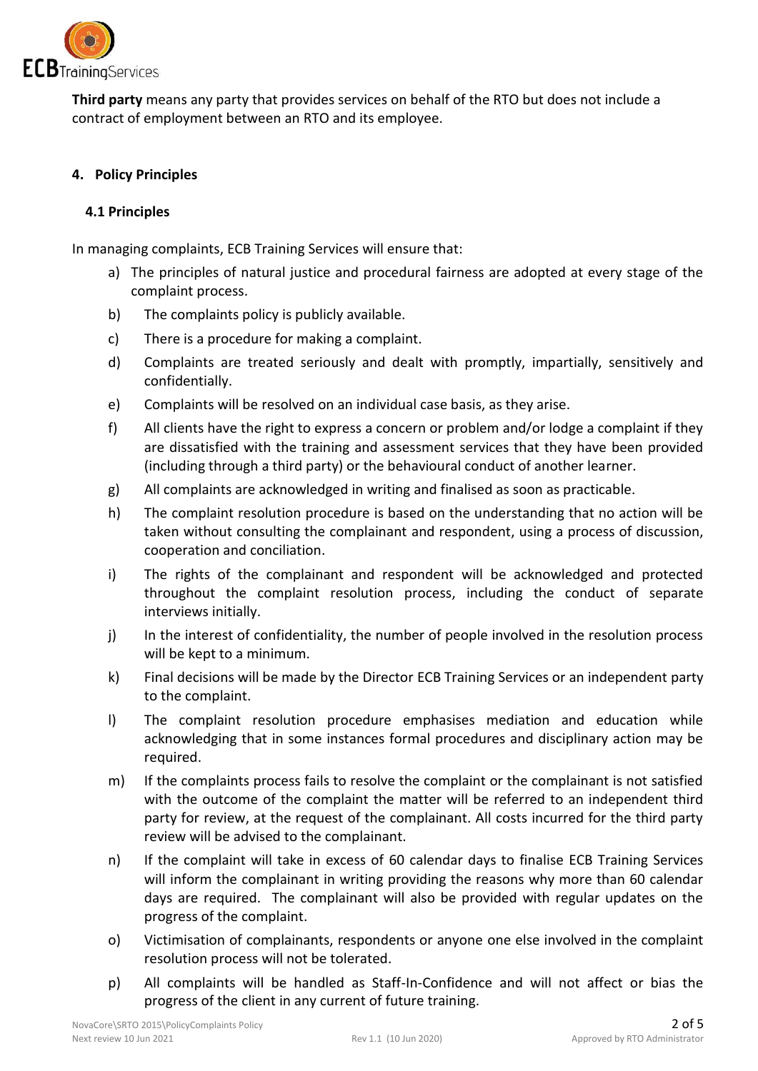**Third party** means any party that provides services on behalf of the RTO but does not include a contract of employment between an RTO and its employee.

## 4. Policy Principles

### 4.1 Principles

In managing complaints, ECB Training Services will ensure that:

a) The principles of natural justice and procedural fairness are adopted at every stage of the complaint process.

b) The complaints policy is publicly available.

c) There is a procedure for making a complaint.

d) Complaints are treated seriously and dealt with promptly, impartially, sensitively and confidentially.

e) Complaints will be resolved on an individual case basis, as they arise.

f) All clients have the right to express a concern or problem and/or lodge a complaint if they are dissatisfied with the training and assessment services that they have been provided (including through a third party) or the behavioural conduct of another learner.

g) All complaints are acknowledged in writing and finalised as soon as practicable.

h) The complaint resolution procedure is based on the understanding that no action will be taken without consulting the complainant and respondent, using a process of discussion, cooperation and conciliation.

i) The rights of the complainant and respondent will be acknowledged and protected throughout the complaint resolution process, including the conduct of separate interviews initially.

j) In the interest of confidentiality, the number of people involved in the resolution process will be kept to a minimum.

k) Final decisions will be made by the Director ECB Training Services or an independent party to the complaint.

l) The complaint resolution procedure emphasises mediation and education while acknowledging that in some instances formal procedures and disciplinary action may be required.

m) If the complaints process fails to resolve the complaint or the complainant is not satisfied with the outcome of the complaint the matter will be referred to an independent third party for review, at the request of the complainant. All costs incurred for the third party review will be advised to the complainant.

n) If the complaint will take in excess of 60 calendar days to finalise ECB Training Services will inform the complainant in writing providing the reasons why more than 60 calendar days are required. The complainant will also be provided with regular updates on the progress of the complaint.

o) Victimisation of complainants, respondents or anyone one else involved in the complaint resolution process will not be tolerated.

p) All complaints will be handled as Staff-In-Confidence and will not affect or bias the progress of the client in any current of future training.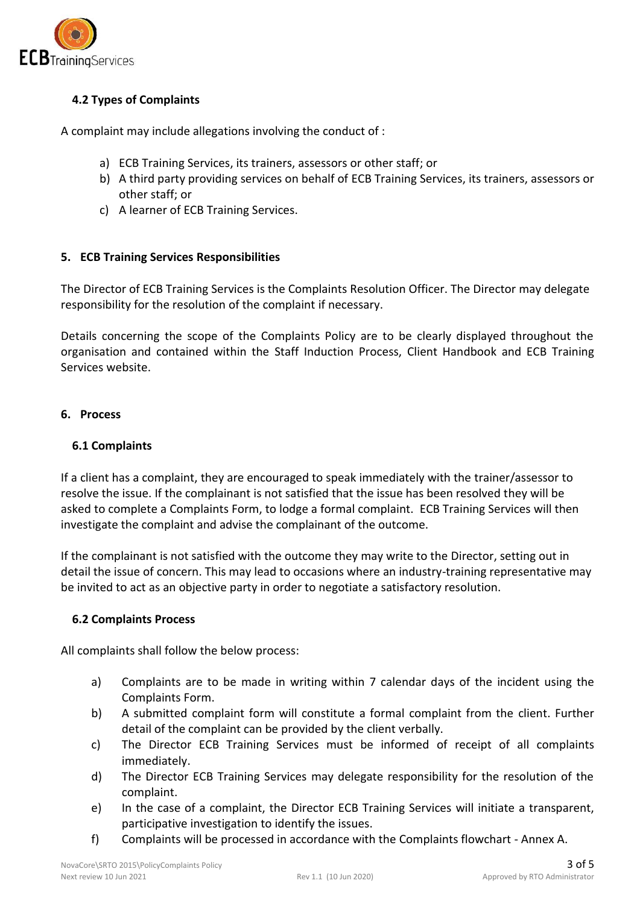### 4.2 Types of Complaints

A complaint may include allegations involving the conduct of :

a) ECB Training Services, its trainers, assessors or other staff; or
b) A third party providing services on behalf of ECB Training Services, its trainers, assessors or other staff; or
c) A learner of ECB Training Services.

## 5. ECB Training Services Responsibilities

The Director of ECB Training Services is the Complaints Resolution Officer. The Director may delegate responsibility for the resolution of the complaint if necessary.

Details concerning the scope of the Complaints Policy are to be clearly displayed throughout the organisation and contained within the Staff Induction Process, Client Handbook and ECB Training Services website.

## 6. Process

### 6.1 Complaints

If a client has a complaint, they are encouraged to speak immediately with the trainer/assessor to resolve the issue. If the complainant is not satisfied that the issue has been resolved they will be asked to complete a Complaints Form, to lodge a formal complaint. ECB Training Services will then investigate the complaint and advise the complainant of the outcome.

If the complainant is not satisfied with the outcome they may write to the Director, setting out in detail the issue of concern. This may lead to occasions where an industry-training representative may be invited to act as an objective party in order to negotiate a satisfactory resolution.

### 6.2 Complaints Process

All complaints shall follow the below process:

a) Complaints are to be made in writing within 7 calendar days of the incident using the Complaints Form.
b) A submitted complaint form will constitute a formal complaint from the client. Further detail of the complaint can be provided by the client verbally.
c) The Director ECB Training Services must be informed of receipt of all complaints immediately.
d) The Director ECB Training Services may delegate responsibility for the resolution of the complaint.
e) In the case of a complaint, the Director ECB Training Services will initiate a transparent, participative investigation to identify the issues.
f) Complaints will be processed in accordance with the Complaints flowchart - Annex A.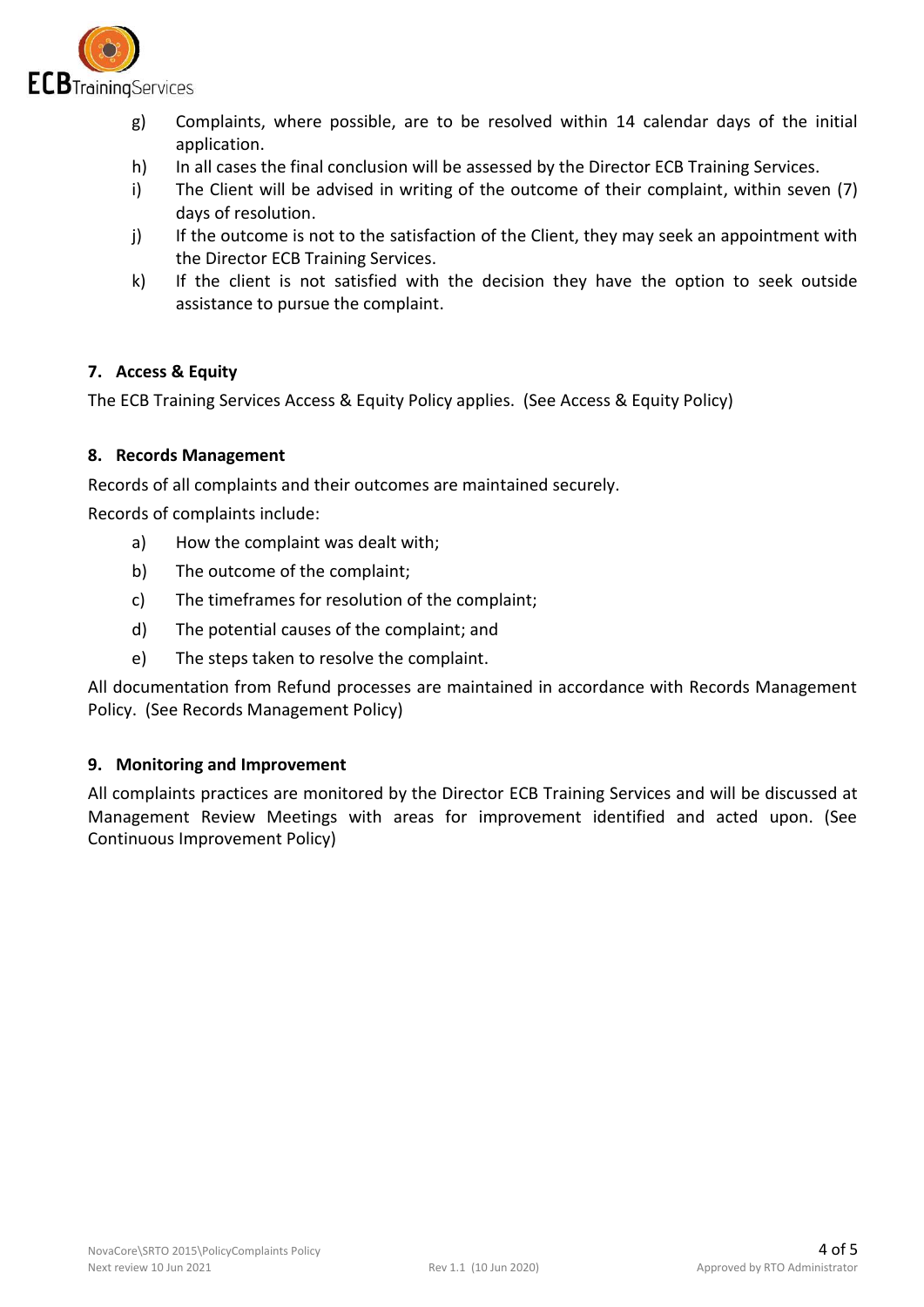g) Complaints, where possible, are to be resolved within 14 calendar days of the initial application.

h) In all cases the final conclusion will be assessed by the Director ECB Training Services.

i) The Client will be advised in writing of the outcome of their complaint, within seven (7) days of resolution.

j) If the outcome is not to the satisfaction of the Client, they may seek an appointment with the Director ECB Training Services.

k) If the client is not satisfied with the decision they have the option to seek outside assistance to pursue the complaint.

### 7. Access & Equity

The ECB Training Services Access & Equity Policy applies. (See Access & Equity Policy)

### 8. Records Management

Records of all complaints and their outcomes are maintained securely.

Records of complaints include:

a) How the complaint was dealt with;

b) The outcome of the complaint;

c) The timeframes for resolution of the complaint;

d) The potential causes of the complaint; and

e) The steps taken to resolve the complaint.

All documentation from Refund processes are maintained in accordance with Records Management Policy. (See Records Management Policy)

### 9. Monitoring and Improvement

All complaints practices are monitored by the Director ECB Training Services and will be discussed at Management Review Meetings with areas for improvement identified and acted upon. (See Continuous Improvement Policy)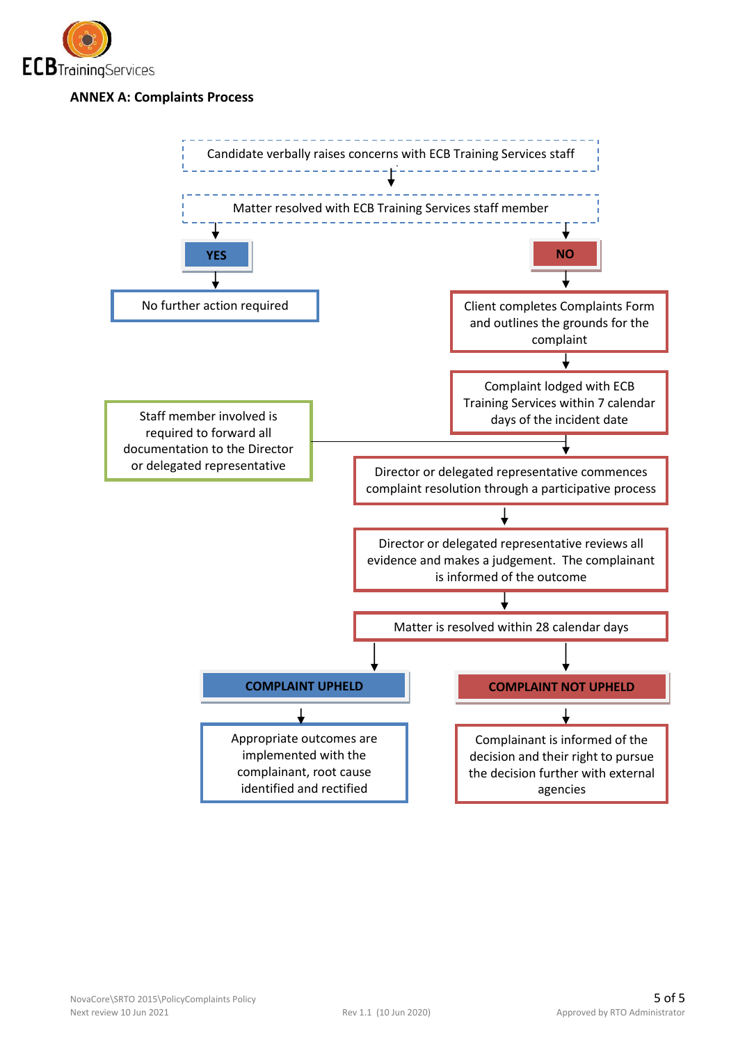**ANNEX A: Complaints Process**

Candidate verbally raises concerns with ECB Training Services staff

Matter resolved with ECB Training Services staff member

YES

No further action required

NO

Client completes Complaints Form and outlines the grounds for the complaint

Complaint lodged with ECB Training Services within 7 calendar days of the incident date

Staff member involved is required to forward all documentation to the Director or delegated representative

Director or delegated representative commences complaint resolution through a participative process

Director or delegated representative reviews all evidence and makes a judgement. The complainant is informed of the outcome

Matter is resolved within 28 calendar days

**COMPLAINT UPHELD**

Appropriate outcomes are implemented with the complainant, root cause identified and rectified

**COMPLAINT NOT UPHELD**

Complainant is informed of the decision and their right to pursue the decision further with external agencies